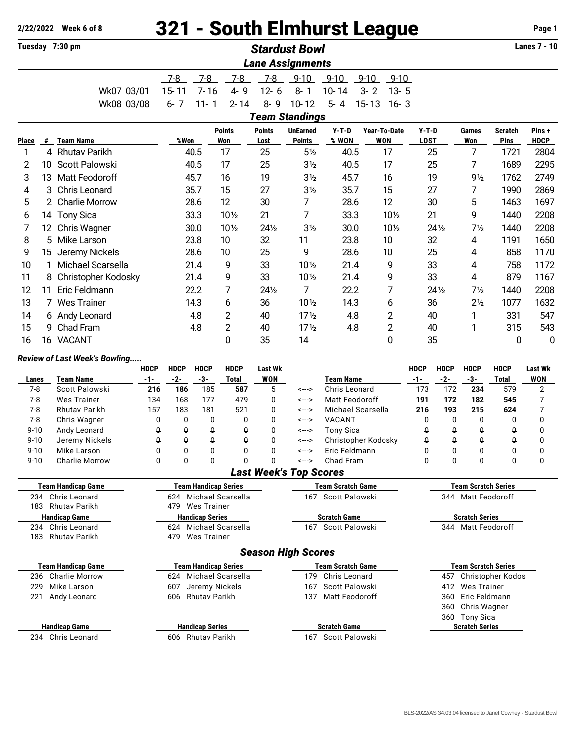2/22/2022 Week 6 of 8

# 321 - South Elmhurst League

Tuesday 7:30 pm

## Stardust Bowl

Lanes 7 - 10

### Lane Assignments

| | 7-8 | 7-8 | 7-8 | 7-8 | 9-10 | 9-10 | 9-10 | 9-10 |
|---|---|---|---|---|---|---|---|---|
| Wk07 03/01 | 15-11 | 7-16 | 4-9 | 12-6 | 8-1 | 10-14 | 3-2 | 13-5 |
| Wk08 03/08 | 6-7 | 11-1 | 2-14 | 8-9 | 10-12 | 5-4 | 15-13 | 16-3 |

### Team Standings

| Place | # | Team Name | %Won | Points Won | Points Lost | UnEarned Points | Y-T-D % WON | Year-To-Date WON | Y-T-D LOST | Games Won | Scratch Pins | Pins + HDCP |
|---|---|---|---|---|---|---|---|---|---|---|---|---|
| 1 | 4 | Rhutav Parikh | 40.5 | 17 | 25 | 5½ | 40.5 | 17 | 25 | 7 | 1721 | 2804 |
| 2 | 10 | Scott Palowski | 40.5 | 17 | 25 | 3½ | 40.5 | 17 | 25 | 7 | 1689 | 2295 |
| 3 | 13 | Matt Feodoroff | 45.7 | 16 | 19 | 3½ | 45.7 | 16 | 19 | 9½ | 1762 | 2749 |
| 4 | 3 | Chris Leonard | 35.7 | 15 | 27 | 3½ | 35.7 | 15 | 27 | 7 | 1990 | 2869 |
| 5 | 2 | Charlie Morrow | 28.6 | 12 | 30 | 7 | 28.6 | 12 | 30 | 5 | 1463 | 1697 |
| 6 | 14 | Tony Sica | 33.3 | 10½ | 21 | 7 | 33.3 | 10½ | 21 | 9 | 1440 | 2208 |
| 7 | 12 | Chris Wagner | 30.0 | 10½ | 24½ | 3½ | 30.0 | 10½ | 24½ | 7½ | 1440 | 2208 |
| 8 | 5 | Mike Larson | 23.8 | 10 | 32 | 11 | 23.8 | 10 | 32 | 4 | 1191 | 1650 |
| 9 | 15 | Jeremy Nickels | 28.6 | 10 | 25 | 9 | 28.6 | 10 | 25 | 4 | 858 | 1170 |
| 10 | 1 | Michael Scarsella | 21.4 | 9 | 33 | 10½ | 21.4 | 9 | 33 | 4 | 758 | 1172 |
| 11 | 8 | Christopher Kodosky | 21.4 | 9 | 33 | 10½ | 21.4 | 9 | 33 | 4 | 879 | 1167 |
| 12 | 11 | Eric Feldmann | 22.2 | 7 | 24½ | 7 | 22.2 | 7 | 24½ | 7½ | 1440 | 2208 |
| 13 | 7 | Wes Trainer | 14.3 | 6 | 36 | 10½ | 14.3 | 6 | 36 | 2½ | 1077 | 1632 |
| 14 | 6 | Andy Leonard | 4.8 | 2 | 40 | 17½ | 4.8 | 2 | 40 | 1 | 331 | 547 |
| 15 | 9 | Chad Fram | 4.8 | 2 | 40 | 17½ | 4.8 | 2 | 40 | 1 | 315 | 543 |
| 16 | 16 | VACANT | | 0 | 35 | 14 | | 0 | 35 | | 0 | 0 |

*Review of Last Week's Bowling.....*

| Lanes | Team Name | HDCP -1- | HDCP -2- | HDCP -3- | HDCP Total | Last Wk WON | | Team Name | HDCP -1- | HDCP -2- | HDCP -3- | HDCP Total | Last Wk WON |
|---|---|---|---|---|---|---|---|---|---|---|---|---|---|
| 7-8 | Scott Palowski | **216** | **186** | 185 | **587** | 5 | <---> | Chris Leonard | 173 | 172 | **234** | 579 | 2 |
| 7-8 | Wes Trainer | 134 | 168 | 177 | 479 | 0 | <---> | Matt Feodoroff | **191** | **172** | **182** | **545** | 7 |
| 7-8 | Rhutav Parikh | 157 | 183 | 181 | 521 | 0 | <---> | Michael Scarsella | **216** | **193** | **215** | **624** | 7 |
| 7-8 | Chris Wagner | 0 | 0 | 0 | 0 | 0 | <---> | VACANT | 0 | 0 | 0 | 0 | 0 |
| 9-10 | Andy Leonard | 0 | 0 | 0 | 0 | 0 | <---> | Tony Sica | 0 | 0 | 0 | 0 | 0 |
| 9-10 | Jeremy Nickels | 0 | 0 | 0 | 0 | 0 | <---> | Christopher Kodosky | 0 | 0 | 0 | 0 | 0 |
| 9-10 | Mike Larson | 0 | 0 | 0 | 0 | 0 | <---> | Eric Feldmann | 0 | 0 | 0 | 0 | 0 |
| 9-10 | Charlie Morrow | 0 | 0 | 0 | 0 | 0 | <---> | Chad Fram | 0 | 0 | 0 | 0 | 0 |

### Last Week's Top Scores

| Team Handicap Game | Team Handicap Series | Team Scratch Game | Team Scratch Series |
|---|---|---|---|
| 234 Chris Leonard | 624 Michael Scarsella | 167 Scott Palowski | 344 Matt Feodoroff |
| 183 Rhutav Parikh | 479 Wes Trainer | | |

| Handicap Game | Handicap Series | Scratch Game | Scratch Series |
|---|---|---|---|
| 234 Chris Leonard | 624 Michael Scarsella | 167 Scott Palowski | 344 Matt Feodoroff |
| 183 Rhutav Parikh | 479 Wes Trainer | | |

### Season High Scores

| Team Handicap Game | Team Handicap Series | Team Scratch Game | Team Scratch Series |
|---|---|---|---|
| 236 Charlie Morrow | 624 Michael Scarsella | 179 Chris Leonard | 457 Christopher Kodos |
| 229 Mike Larson | 607 Jeremy Nickels | 167 Scott Palowski | 412 Wes Trainer |
| 221 Andy Leonard | 606 Rhutav Parikh | 137 Matt Feodoroff | 360 Eric Feldmann |
| | | | 360 Chris Wagner |
| | | | 360 Tony Sica |

| Handicap Game | Handicap Series | Scratch Game | Scratch Series |
|---|---|---|---|
| 234 Chris Leonard | 606 Rhutav Parikh | 167 Scott Palowski | |

BLS-2022/AS 34.03.04 licensed to Janet Cowhey - Stardust Bowl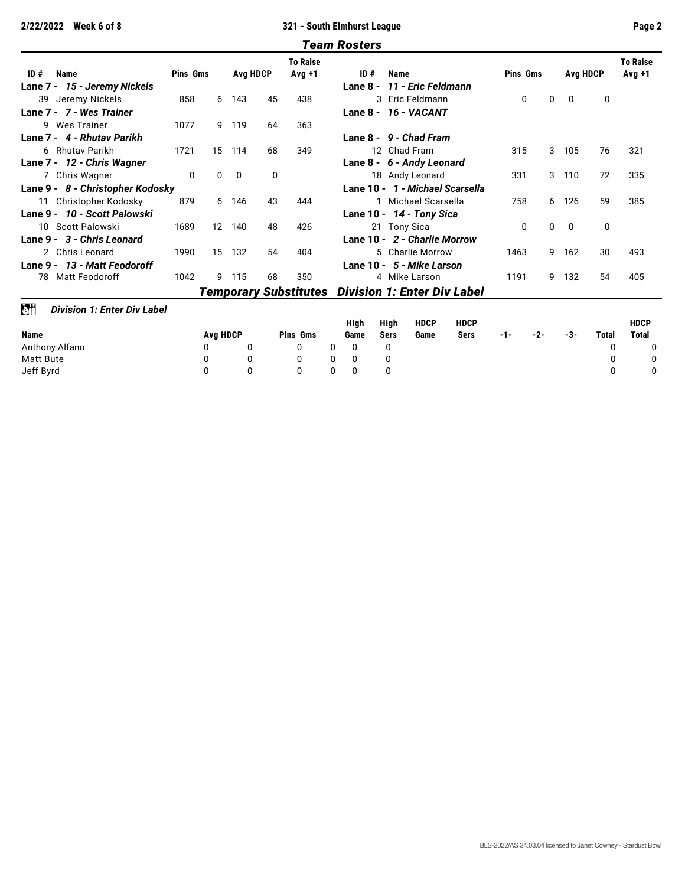## Team Rosters

| ID # | Name | Pins | Gms | Avg | HDCP | To Raise Avg +1 |
|---|---|---|---|---|---|---|
| **Lane 7 - 15 - Jeremy Nickels** | | | | | | |
| 39 | Jeremy Nickels | 858 | 6 | 143 | 45 | 438 |
| **Lane 7 - 7 - Wes Trainer** | | | | | | |
| 9 | Wes Trainer | 1077 | 9 | 119 | 64 | 363 |
| **Lane 7 - 4 - Rhutav Parikh** | | | | | | |
| 6 | Rhutav Parikh | 1721 | 15 | 114 | 68 | 349 |
| **Lane 7 - 12 - Chris Wagner** | | | | | | |
| 7 | Chris Wagner | 0 | 0 | 0 | 0 | |
| **Lane 9 - 8 - Christopher Kodosky** | | | | | | |
| 11 | Christopher Kodosky | 879 | 6 | 146 | 43 | 444 |
| **Lane 9 - 10 - Scott Palowski** | | | | | | |
| 10 | Scott Palowski | 1689 | 12 | 140 | 48 | 426 |
| **Lane 9 - 3 - Chris Leonard** | | | | | | |
| 2 | Chris Leonard | 1990 | 15 | 132 | 54 | 404 |
| **Lane 9 - 13 - Matt Feodoroff** | | | | | | |
| 78 | Matt Feodoroff | 1042 | 9 | 115 | 68 | 350 |
| **Lane 8 - 11 - Eric Feldmann** | | | | | | |
| 3 | Eric Feldmann | 0 | 0 | 0 | 0 | |
| **Lane 8 - 16 - VACANT** | | | | | | |
| **Lane 8 - 9 - Chad Fram** | | | | | | |
| 12 | Chad Fram | 315 | 3 | 105 | 76 | 321 |
| **Lane 8 - 6 - Andy Leonard** | | | | | | |
| 18 | Andy Leonard | 331 | 3 | 110 | 72 | 335 |
| **Lane 10 - 1 - Michael Scarsella** | | | | | | |
| 1 | Michael Scarsella | 758 | 6 | 126 | 59 | 385 |
| **Lane 10 - 14 - Tony Sica** | | | | | | |
| 21 | Tony Sica | 0 | 0 | 0 | 0 | |
| **Lane 10 - 2 - Charlie Morrow** | | | | | | |
| 5 | Charlie Morrow | 1463 | 9 | 162 | 30 | 493 |
| **Lane 10 - 5 - Mike Larson** | | | | | | |
| 4 | Mike Larson | 1191 | 9 | 132 | 54 | 405 |

## *Temporary Substitutes Division 1: Enter Div Label*

***Division 1: Enter Div Label***

| Name | Avg | HDCP | Pins | Gms | High Game | High Sers | HDCP Game | HDCP Sers | -1- | -2- | -3- | Total | HDCP Total |
|---|---|---|---|---|---|---|---|---|---|---|---|---|---|
| Anthony Alfano | 0 | 0 | 0 | 0 | 0 | 0 | | | | | | 0 | 0 |
| Matt Bute | 0 | 0 | 0 | 0 | 0 | 0 | | | | | | 0 | 0 |
| Jeff Byrd | 0 | 0 | 0 | 0 | 0 | 0 | | | | | | 0 | 0 |

BLS-2022/AS 34.03.04 licensed to Janet Cowhey - Stardust Bowl